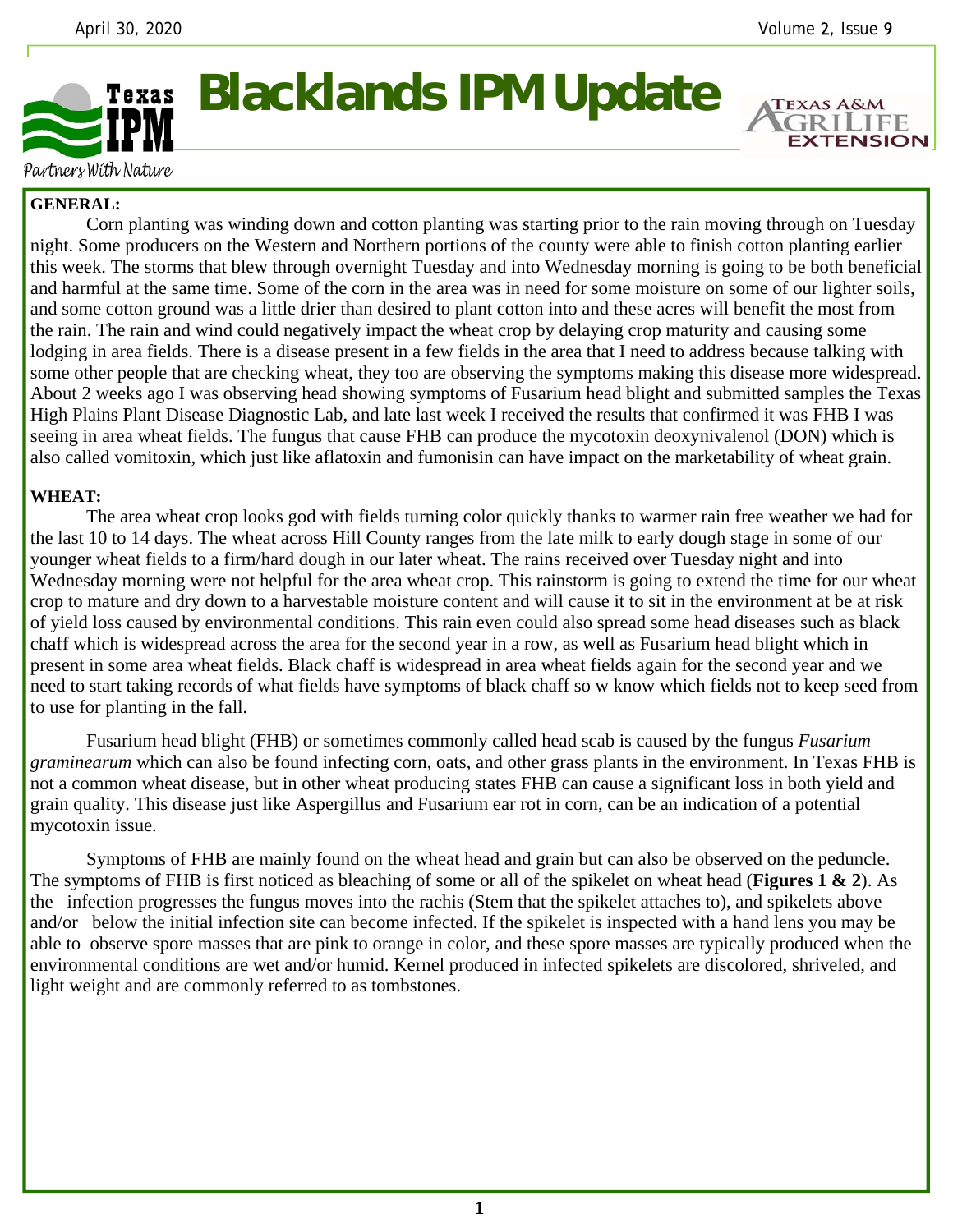# Blacklands IPM Update

**GENERAL:**

Corn planting was winding down and cotton planting was starting prior to the rain moving through on Tuesday night. Some producers on the Western and Northern portions of the county were able to finish cotton planting earlier this week. The storms that blew through overnight Tuesday and into Wednesday morning is going to be both beneficial and harmful at the same time. Some of the corn in the area was in need for some moisture on some of our lighter soils, and some cotton ground was a little drier than desired to plant cotton into and these acres will benefit the most from the rain. The rain and wind could negatively impact the wheat crop by delaying crop maturity and causing some lodging in area fields. There is a disease present in a few fields in the area that I need to address because talking with some other people that are checking wheat, they too are observing the symptoms making this disease more widespread. About 2 weeks ago I was observing head showing symptoms of Fusarium head blight and submitted samples the Texas High Plains Plant Disease Diagnostic Lab, and late last week I received the results that confirmed it was FHB I was seeing in area wheat fields. The fungus that cause FHB can produce the mycotoxin deoxynivalenol (DON) which is also called vomitoxin, which just like aflatoxin and fumonisin can have impact on the marketability of wheat grain.

**WHEAT:**

The area wheat crop looks god with fields turning color quickly thanks to warmer rain free weather we had for the last 10 to 14 days. The wheat across Hill County ranges from the late milk to early dough stage in some of our younger wheat fields to a firm/hard dough in our later wheat. The rains received over Tuesday night and into Wednesday morning were not helpful for the area wheat crop. This rainstorm is going to extend the time for our wheat crop to mature and dry down to a harvestable moisture content and will cause it to sit in the environment at be at risk of yield loss caused by environmental conditions. This rain even could also spread some head diseases such as black chaff which is widespread across the area for the second year in a row, as well as Fusarium head blight which in present in some area wheat fields. Black chaff is widespread in area wheat fields again for the second year and we need to start taking records of what fields have symptoms of black chaff so w know which fields not to keep seed from to use for planting in the fall.

Fusarium head blight (FHB) or sometimes commonly called head scab is caused by the fungus *Fusarium graminearum* which can also be found infecting corn, oats, and other grass plants in the environment. In Texas FHB is not a common wheat disease, but in other wheat producing states FHB can cause a significant loss in both yield and grain quality. This disease just like Aspergillus and Fusarium ear rot in corn, can be an indication of a potential mycotoxin issue.

Symptoms of FHB are mainly found on the wheat head and grain but can also be observed on the peduncle. The symptoms of FHB is first noticed as bleaching of some or all of the spikelet on wheat head (**Figures 1 & 2**). As the infection progresses the fungus moves into the rachis (Stem that the spikelet attaches to), and spikelets above and/or below the initial infection site can become infected. If the spikelet is inspected with a hand lens you may be able to observe spore masses that are pink to orange in color, and these spore masses are typically produced when the environmental conditions are wet and/or humid. Kernel produced in infected spikelets are discolored, shriveled, and light weight and are commonly referred to as tombstones.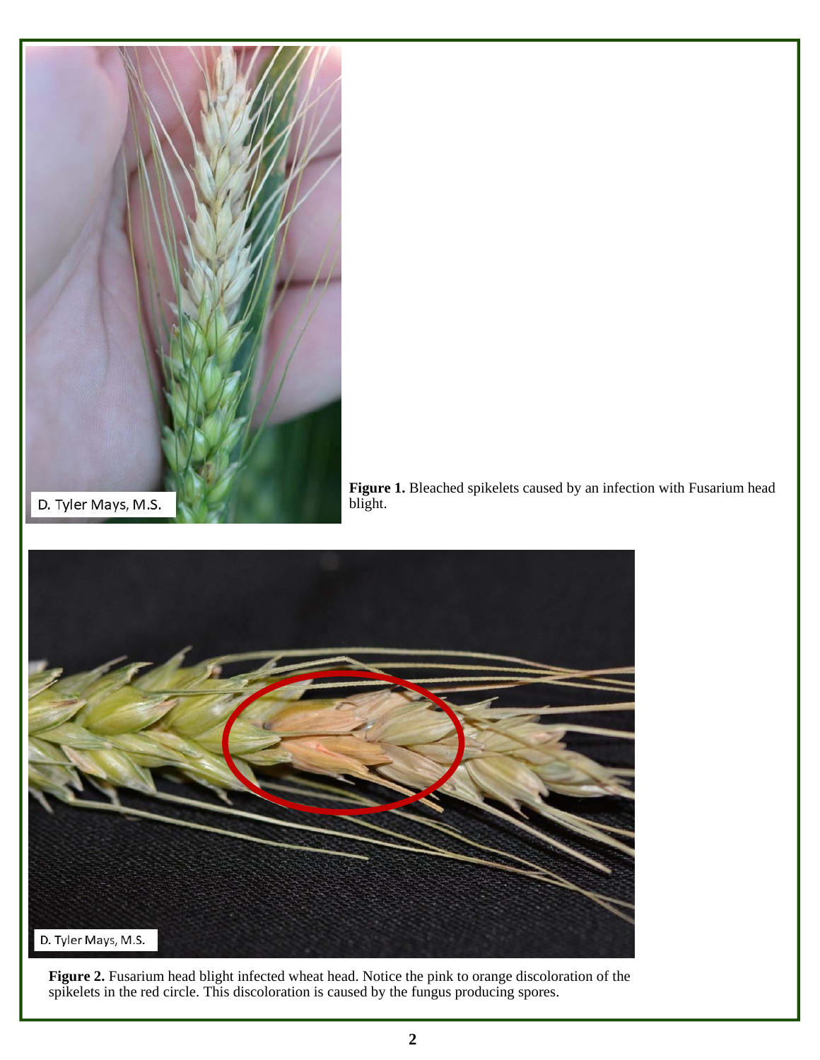**Figure 1.** Bleached spikelets caused by an infection with Fusarium head blight.

**Figure 2.** Fusarium head blight infected wheat head. Notice the pink to orange discoloration of the spikelets in the red circle. This discoloration is caused by the fungus producing spores.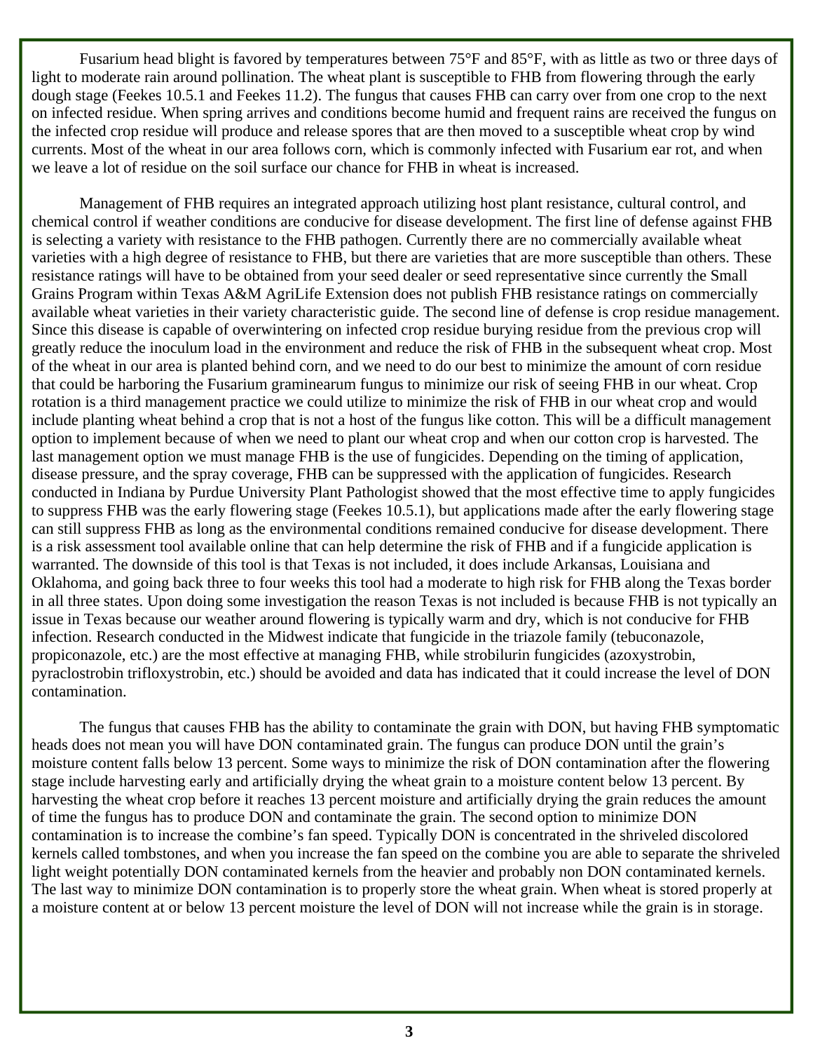Fusarium head blight is favored by temperatures between 75°F and 85°F, with as little as two or three days of light to moderate rain around pollination. The wheat plant is susceptible to FHB from flowering through the early dough stage (Feekes 10.5.1 and Feekes 11.2). The fungus that causes FHB can carry over from one crop to the next on infected residue. When spring arrives and conditions become humid and frequent rains are received the fungus on the infected crop residue will produce and release spores that are then moved to a susceptible wheat crop by wind currents. Most of the wheat in our area follows corn, which is commonly infected with Fusarium ear rot, and when we leave a lot of residue on the soil surface our chance for FHB in wheat is increased.

Management of FHB requires an integrated approach utilizing host plant resistance, cultural control, and chemical control if weather conditions are conducive for disease development. The first line of defense against FHB is selecting a variety with resistance to the FHB pathogen. Currently there are no commercially available wheat varieties with a high degree of resistance to FHB, but there are varieties that are more susceptible than others. These resistance ratings will have to be obtained from your seed dealer or seed representative since currently the Small Grains Program within Texas A&M AgriLife Extension does not publish FHB resistance ratings on commercially available wheat varieties in their variety characteristic guide. The second line of defense is crop residue management. Since this disease is capable of overwintering on infected crop residue burying residue from the previous crop will greatly reduce the inoculum load in the environment and reduce the risk of FHB in the subsequent wheat crop. Most of the wheat in our area is planted behind corn, and we need to do our best to minimize the amount of corn residue that could be harboring the Fusarium graminearum fungus to minimize our risk of seeing FHB in our wheat. Crop rotation is a third management practice we could utilize to minimize the risk of FHB in our wheat crop and would include planting wheat behind a crop that is not a host of the fungus like cotton. This will be a difficult management option to implement because of when we need to plant our wheat crop and when our cotton crop is harvested. The last management option we must manage FHB is the use of fungicides. Depending on the timing of application, disease pressure, and the spray coverage, FHB can be suppressed with the application of fungicides. Research conducted in Indiana by Purdue University Plant Pathologist showed that the most effective time to apply fungicides to suppress FHB was the early flowering stage (Feekes 10.5.1), but applications made after the early flowering stage can still suppress FHB as long as the environmental conditions remained conducive for disease development. There is a risk assessment tool available online that can help determine the risk of FHB and if a fungicide application is warranted. The downside of this tool is that Texas is not included, it does include Arkansas, Louisiana and Oklahoma, and going back three to four weeks this tool had a moderate to high risk for FHB along the Texas border in all three states. Upon doing some investigation the reason Texas is not included is because FHB is not typically an issue in Texas because our weather around flowering is typically warm and dry, which is not conducive for FHB infection. Research conducted in the Midwest indicate that fungicide in the triazole family (tebuconazole, propiconazole, etc.) are the most effective at managing FHB, while strobilurin fungicides (azoxystrobin, pyraclostrobin trifloxystrobin, etc.) should be avoided and data has indicated that it could increase the level of DON contamination.

The fungus that causes FHB has the ability to contaminate the grain with DON, but having FHB symptomatic heads does not mean you will have DON contaminated grain. The fungus can produce DON until the grain's moisture content falls below 13 percent. Some ways to minimize the risk of DON contamination after the flowering stage include harvesting early and artificially drying the wheat grain to a moisture content below 13 percent. By harvesting the wheat crop before it reaches 13 percent moisture and artificially drying the grain reduces the amount of time the fungus has to produce DON and contaminate the grain. The second option to minimize DON contamination is to increase the combine's fan speed. Typically DON is concentrated in the shriveled discolored kernels called tombstones, and when you increase the fan speed on the combine you are able to separate the shriveled light weight potentially DON contaminated kernels from the heavier and probably non DON contaminated kernels. The last way to minimize DON contamination is to properly store the wheat grain. When wheat is stored properly at a moisture content at or below 13 percent moisture the level of DON will not increase while the grain is in storage.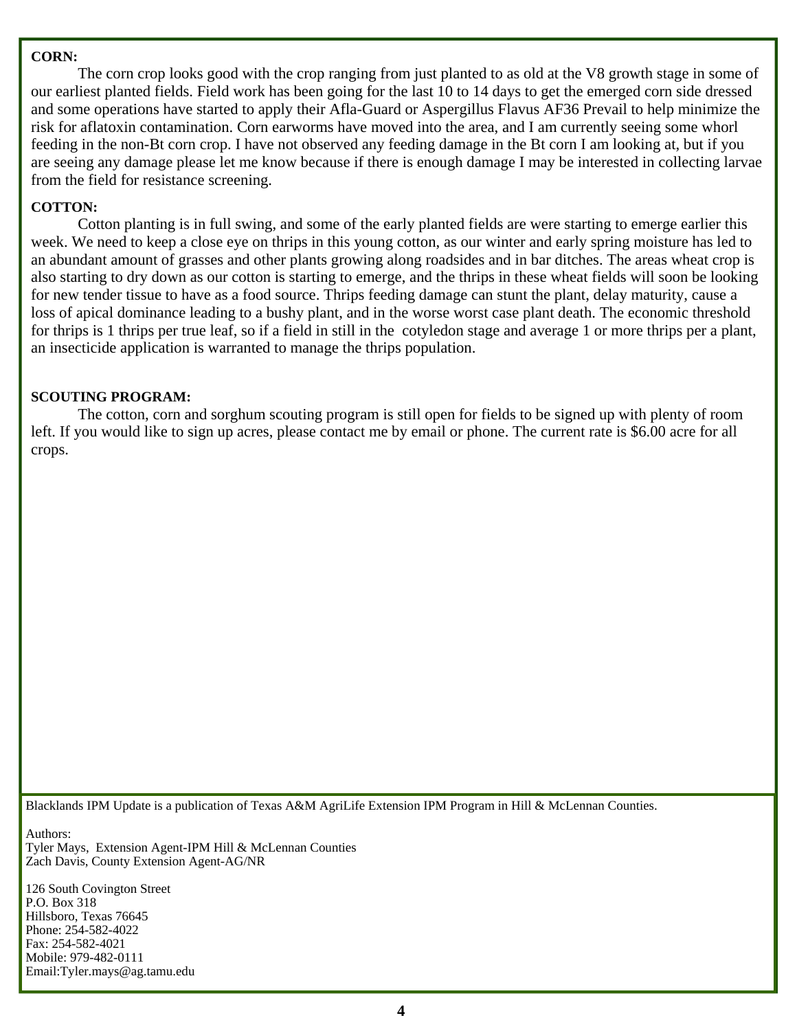**CORN:**

The corn crop looks good with the crop ranging from just planted to as old at the V8 growth stage in some of our earliest planted fields. Field work has been going for the last 10 to 14 days to get the emerged corn side dressed and some operations have started to apply their Afla-Guard or Aspergillus Flavus AF36 Prevail to help minimize the risk for aflatoxin contamination. Corn earworms have moved into the area, and I am currently seeing some whorl feeding in the non-Bt corn crop. I have not observed any feeding damage in the Bt corn I am looking at, but if you are seeing any damage please let me know because if there is enough damage I may be interested in collecting larvae from the field for resistance screening.

**COTTON:**

Cotton planting is in full swing, and some of the early planted fields are were starting to emerge earlier this week. We need to keep a close eye on thrips in this young cotton, as our winter and early spring moisture has led to an abundant amount of grasses and other plants growing along roadsides and in bar ditches. The areas wheat crop is also starting to dry down as our cotton is starting to emerge, and the thrips in these wheat fields will soon be looking for new tender tissue to have as a food source. Thrips feeding damage can stunt the plant, delay maturity, cause a loss of apical dominance leading to a bushy plant, and in the worse worst case plant death. The economic threshold for thrips is 1 thrips per true leaf, so if a field in still in the cotyledon stage and average 1 or more thrips per a plant, an insecticide application is warranted to manage the thrips population.

**SCOUTING PROGRAM:**

The cotton, corn and sorghum scouting program is still open for fields to be signed up with plenty of room left. If you would like to sign up acres, please contact me by email or phone. The current rate is $6.00 acre for all crops.

Blacklands IPM Update is a publication of Texas A&M AgriLife Extension IPM Program in Hill & McLennan Counties.

Authors:
Tyler Mays, Extension Agent-IPM Hill & McLennan Counties
Zach Davis, County Extension Agent-AG/NR

126 South Covington Street
P.O. Box 318
Hillsboro, Texas 76645
Phone: 254-582-4022
Fax: 254-582-4021
Mobile: 979-482-0111
Email:Tyler.mays@ag.tamu.edu